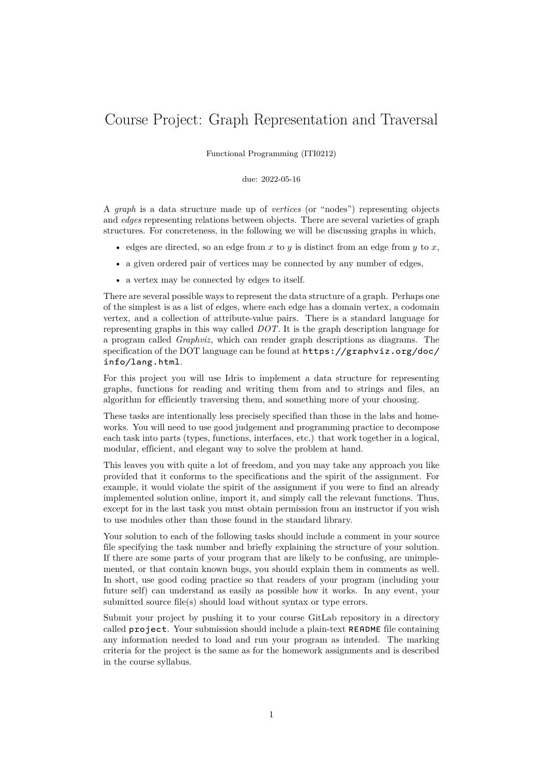# Course Project: Graph Representation and Traversal

Functional Programming (ITI0212)

due: 2022-05-16

A *graph* is a data structure made up of *vertices* (or "nodes") representing objects and *edges* representing relations between objects. There are several varieties of graph structures. For concreteness, in the following we will be discussing graphs in which,

- edges are directed, so an edge from $x$ to $y$ is distinct from an edge from $y$ to $x$,
- a given ordered pair of vertices may be connected by any number of edges,
- a vertex may be connected by edges to itself.

There are several possible ways to represent the data structure of a graph. Perhaps one of the simplest is as a list of edges, where each edge has a domain vertex, a codomain vertex, and a collection of attribute-value pairs. There is a standard language for representing graphs in this way called *DOT*. It is the graph description language for a program called *Graphviz*, which can render graph descriptions as diagrams. The specification of the DOT language can be found at `https://graphviz.org/doc/info/lang.html`.

For this project you will use Idris to implement a data structure for representing graphs, functions for reading and writing them from and to strings and files, an algorithm for efficiently traversing them, and something more of your choosing.

These tasks are intentionally less precisely specified than those in the labs and homeworks. You will need to use good judgement and programming practice to decompose each task into parts (types, functions, interfaces, etc.) that work together in a logical, modular, efficient, and elegant way to solve the problem at hand.

This leaves you with quite a lot of freedom, and you may take any approach you like provided that it conforms to the specifications and the spirit of the assignment. For example, it would violate the spirit of the assignment if you were to find an already implemented solution online, import it, and simply call the relevant functions. Thus, except for in the last task you must obtain permission from an instructor if you wish to use modules other than those found in the standard library.

Your solution to each of the following tasks should include a comment in your source file specifying the task number and briefly explaining the structure of your solution. If there are some parts of your program that are likely to be confusing, are unimplemented, or that contain known bugs, you should explain them in comments as well. In short, use good coding practice so that readers of your program (including your future self) can understand as easily as possible how it works. In any event, your submitted source file(s) should load without syntax or type errors.

Submit your project by pushing it to your course GitLab repository in a directory called `project`. Your submission should include a plain-text `README` file containing any information needed to load and run your program as intended. The marking criteria for the project is the same as for the homework assignments and is described in the course syllabus.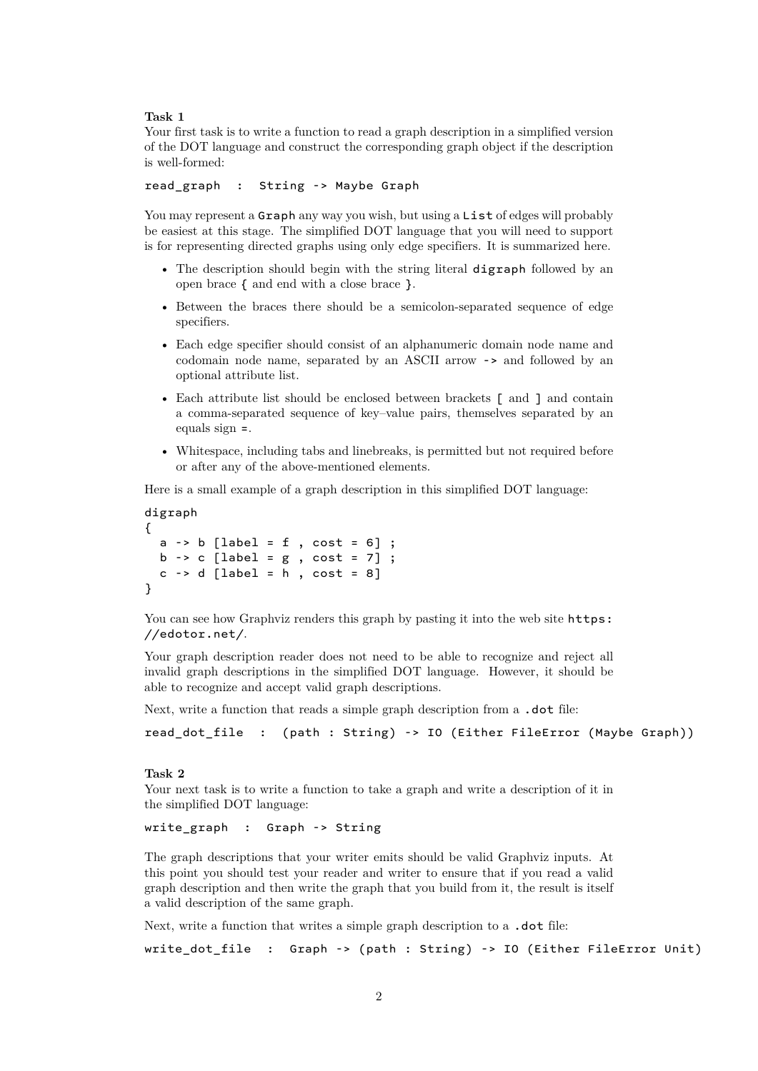**Task 1**
Your first task is to write a function to read a graph description in a simplified version of the DOT language and construct the corresponding graph object if the description is well-formed:

```
read_graph  :  String -> Maybe Graph
```

You may represent a `Graph` any way you wish, but using a `List` of edges will probably be easiest at this stage. The simplified DOT language that you will need to support is for representing directed graphs using only edge specifiers. It is summarized here.

- The description should begin with the string literal `digraph` followed by an open brace `{` and end with a close brace `}`.
- Between the braces there should be a semicolon-separated sequence of edge specifiers.
- Each edge specifier should consist of an alphanumeric domain node name and codomain node name, separated by an ASCII arrow `->` and followed by an optional attribute list.
- Each attribute list should be enclosed between brackets `[` and `]` and contain a comma-separated sequence of key–value pairs, themselves separated by an equals sign `=`.
- Whitespace, including tabs and linebreaks, is permitted but not required before or after any of the above-mentioned elements.

Here is a small example of a graph description in this simplified DOT language:

```
digraph
{
  a -> b [label = f , cost = 6] ;
  b -> c [label = g , cost = 7] ;
  c -> d [label = h , cost = 8]
}
```

You can see how Graphviz renders this graph by pasting it into the web site `https://edotor.net/`.

Your graph description reader does not need to be able to recognize and reject all invalid graph descriptions in the simplified DOT language. However, it should be able to recognize and accept valid graph descriptions.

Next, write a function that reads a simple graph description from a `.dot` file:

```
read_dot_file  :  (path : String) -> IO (Either FileError (Maybe Graph))
```

**Task 2**
Your next task is to write a function to take a graph and write a description of it in the simplified DOT language:

```
write_graph  :  Graph -> String
```

The graph descriptions that your writer emits should be valid Graphviz inputs. At this point you should test your reader and writer to ensure that if you read a valid graph description and then write the graph that you build from it, the result is itself a valid description of the same graph.

Next, write a function that writes a simple graph description to a `.dot` file:

```
write_dot_file  :  Graph -> (path : String) -> IO (Either FileError Unit)
```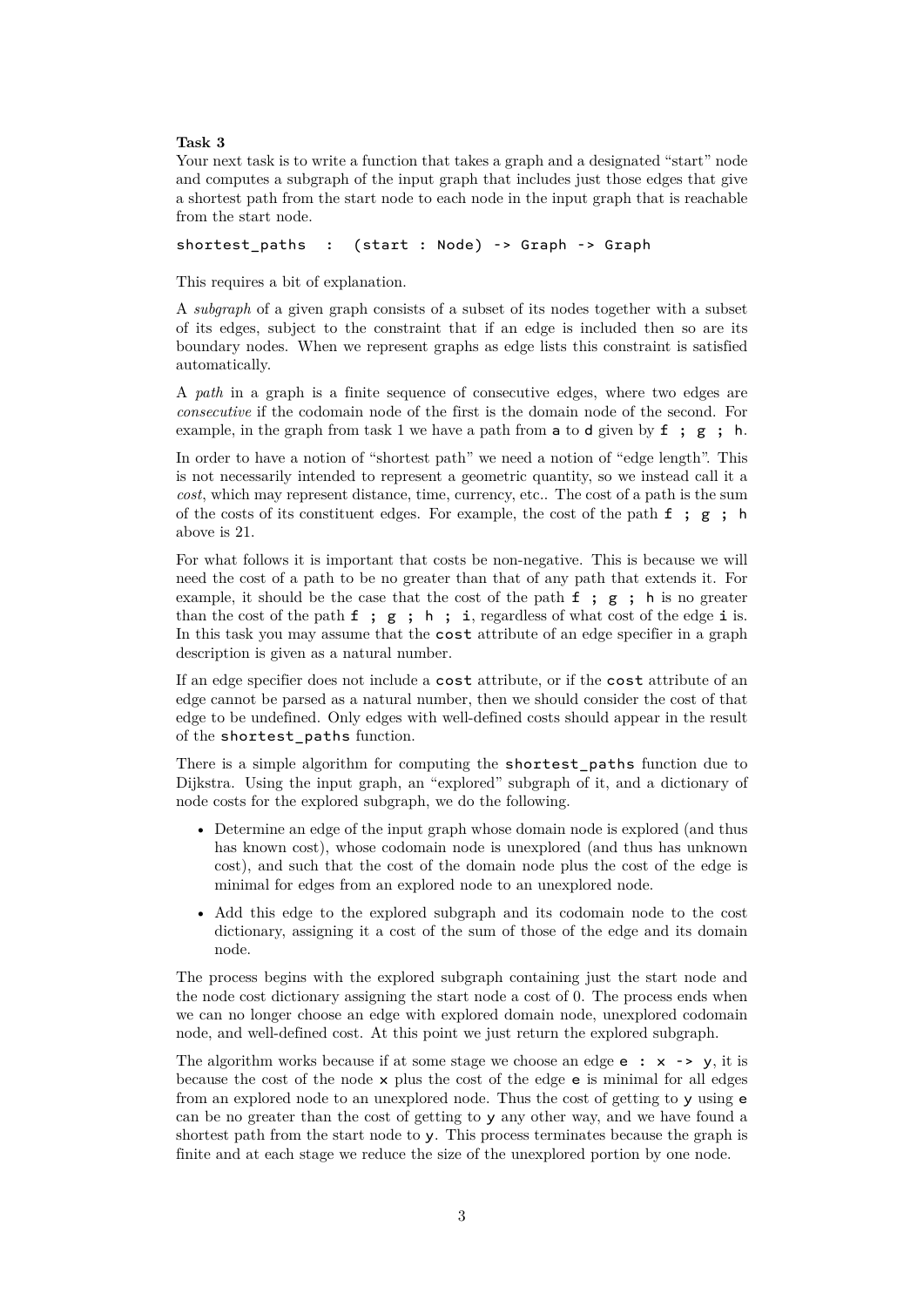**Task 3**

Your next task is to write a function that takes a graph and a designated "start" node and computes a subgraph of the input graph that includes just those edges that give a shortest path from the start node to each node in the input graph that is reachable from the start node.

```
shortest_paths  :  (start : Node) -> Graph -> Graph
```

This requires a bit of explanation.

A *subgraph* of a given graph consists of a subset of its nodes together with a subset of its edges, subject to the constraint that if an edge is included then so are its boundary nodes. When we represent graphs as edge lists this constraint is satisfied automatically.

A *path* in a graph is a finite sequence of consecutive edges, where two edges are *consecutive* if the codomain node of the first is the domain node of the second. For example, in the graph from task 1 we have a path from `a` to `d` given by `f ; g ; h`.

In order to have a notion of "shortest path" we need a notion of "edge length". This is not necessarily intended to represent a geometric quantity, so we instead call it a *cost*, which may represent distance, time, currency, etc.. The cost of a path is the sum of the costs of its constituent edges. For example, the cost of the path `f ; g ; h` above is 21.

For what follows it is important that costs be non-negative. This is because we will need the cost of a path to be no greater than that of any path that extends it. For example, it should be the case that the cost of the path `f ; g ; h` is no greater than the cost of the path `f ; g ; h ; i`, regardless of what cost of the edge `i` is. In this task you may assume that the `cost` attribute of an edge specifier in a graph description is given as a natural number.

If an edge specifier does not include a `cost` attribute, or if the `cost` attribute of an edge cannot be parsed as a natural number, then we should consider the cost of that edge to be undefined. Only edges with well-defined costs should appear in the result of the `shortest_paths` function.

There is a simple algorithm for computing the `shortest_paths` function due to Dijkstra. Using the input graph, an "explored" subgraph of it, and a dictionary of node costs for the explored subgraph, we do the following.

- Determine an edge of the input graph whose domain node is explored (and thus has known cost), whose codomain node is unexplored (and thus has unknown cost), and such that the cost of the domain node plus the cost of the edge is minimal for edges from an explored node to an unexplored node.
- Add this edge to the explored subgraph and its codomain node to the cost dictionary, assigning it a cost of the sum of those of the edge and its domain node.

The process begins with the explored subgraph containing just the start node and the node cost dictionary assigning the start node a cost of 0. The process ends when we can no longer choose an edge with explored domain node, unexplored codomain node, and well-defined cost. At this point we just return the explored subgraph.

The algorithm works because if at some stage we choose an edge `e : x -> y`, it is because the cost of the node `x` plus the cost of the edge `e` is minimal for all edges from an explored node to an unexplored node. Thus the cost of getting to `y` using `e` can be no greater than the cost of getting to `y` any other way, and we have found a shortest path from the start node to `y`. This process terminates because the graph is finite and at each stage we reduce the size of the unexplored portion by one node.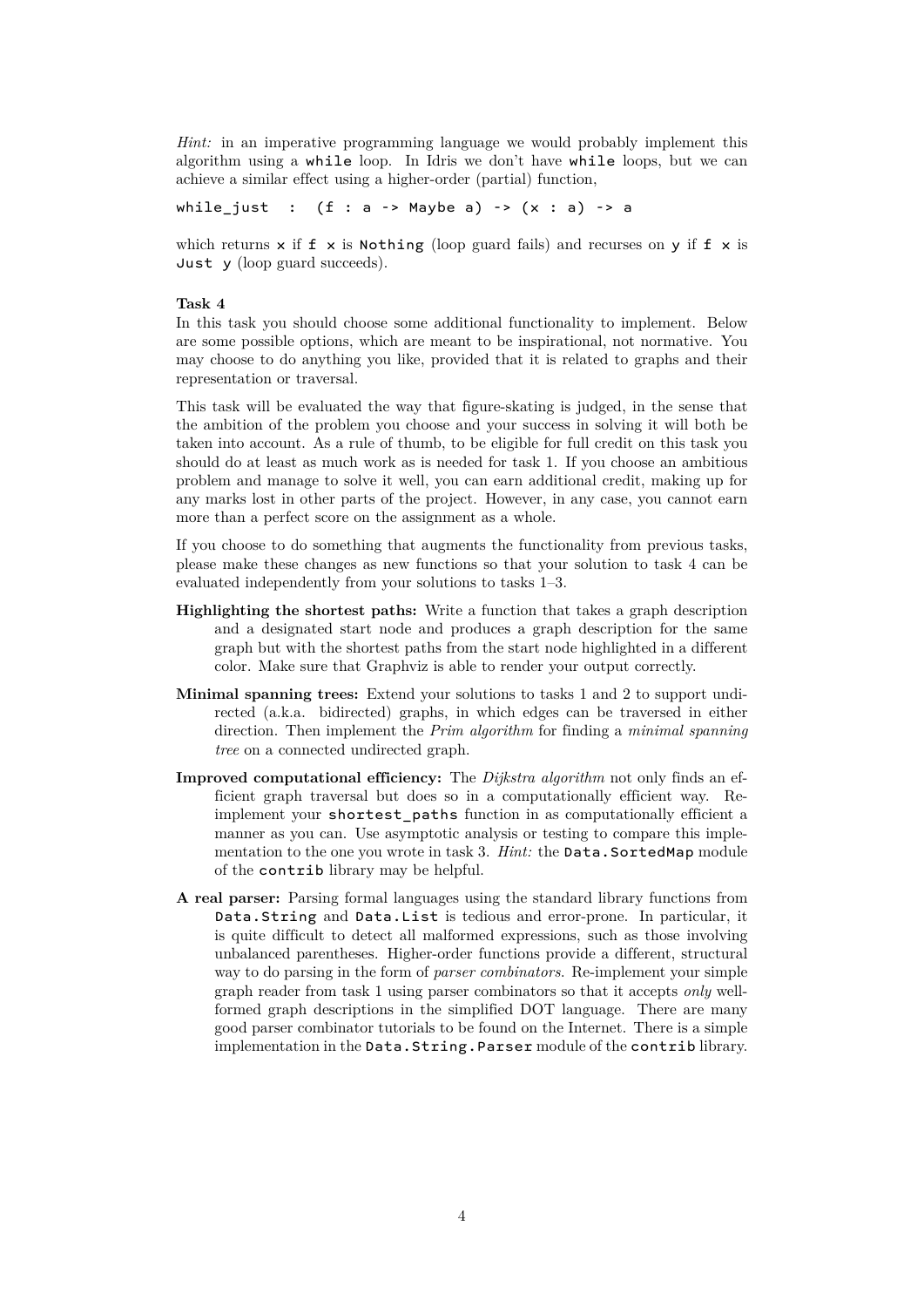*Hint:* in an imperative programming language we would probably implement this algorithm using a `while` loop. In Idris we don't have `while` loops, but we can achieve a similar effect using a higher-order (partial) function,

```
while_just  :  (f : a -> Maybe a) -> (x : a) -> a
```

which returns `x` if `f x` is `Nothing` (loop guard fails) and recurses on `y` if `f x` is `Just y` (loop guard succeeds).

**Task 4**

In this task you should choose some additional functionality to implement. Below are some possible options, which are meant to be inspirational, not normative. You may choose to do anything you like, provided that it is related to graphs and their representation or traversal.

This task will be evaluated the way that figure-skating is judged, in the sense that the ambition of the problem you choose and your success in solving it will both be taken into account. As a rule of thumb, to be eligible for full credit on this task you should do at least as much work as is needed for task 1. If you choose an ambitious problem and manage to solve it well, you can earn additional credit, making up for any marks lost in other parts of the project. However, in any case, you cannot earn more than a perfect score on the assignment as a whole.

If you choose to do something that augments the functionality from previous tasks, please make these changes as new functions so that your solution to task 4 can be evaluated independently from your solutions to tasks 1–3.

**Highlighting the shortest paths:** Write a function that takes a graph description and a designated start node and produces a graph description for the same graph but with the shortest paths from the start node highlighted in a different color. Make sure that Graphviz is able to render your output correctly.

**Minimal spanning trees:** Extend your solutions to tasks 1 and 2 to support undirected (a.k.a. bidirected) graphs, in which edges can be traversed in either direction. Then implement the *Prim algorithm* for finding a *minimal spanning tree* on a connected undirected graph.

**Improved computational efficiency:** The *Dijkstra algorithm* not only finds an efficient graph traversal but does so in a computationally efficient way. Re-implement your `shortest_paths` function in as computationally efficient a manner as you can. Use asymptotic analysis or testing to compare this implementation to the one you wrote in task 3. *Hint:* the `Data.SortedMap` module of the `contrib` library may be helpful.

**A real parser:** Parsing formal languages using the standard library functions from `Data.String` and `Data.List` is tedious and error-prone. In particular, it is quite difficult to detect all malformed expressions, such as those involving unbalanced parentheses. Higher-order functions provide a different, structural way to do parsing in the form of *parser combinators*. Re-implement your simple graph reader from task 1 using parser combinators so that it accepts *only* well-formed graph descriptions in the simplified DOT language. There are many good parser combinator tutorials to be found on the Internet. There is a simple implementation in the `Data.String.Parser` module of the `contrib` library.